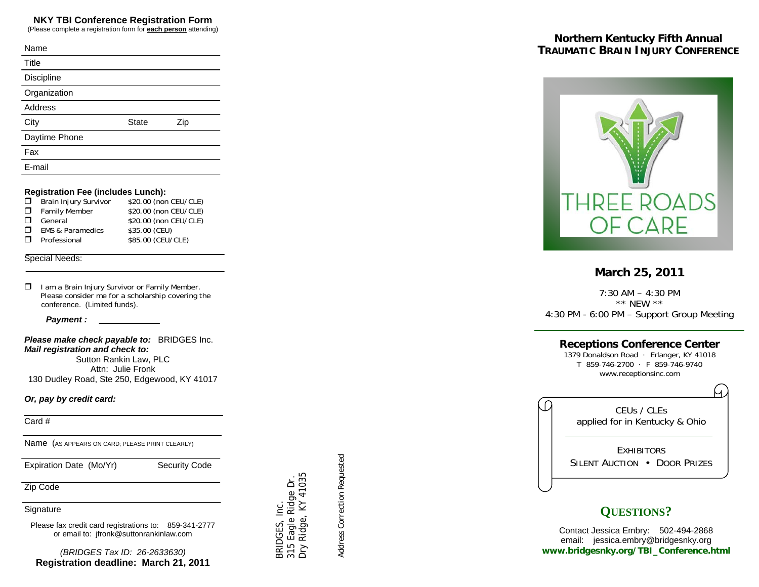## NKY TBI Conference Registration Form

(Please complete a registration form for **each person** attending)

Name

Title

Discipline

Organization

Address

City State Zip

Daytime Phone

Fax

E-mail

**Registration Fee (includes Lunch):**

- ☐ Brain Injury Survivor — $20.00 (non CEU/CLE)
- ☐ Family Member — $20.00 (non CEU/CLE)
- ☐ General — $20.00 (non CEU/CLE)
- ☐ EMS & Paramedics — $35.00 (CEU)
- ☐ Professional — $85.00 (CEU/CLE)

Special Needs:

☐ I am a Brain Injury Survivor or Family Member. Please consider me for a scholarship covering the conference. (Limited funds).

***Payment :*** ____________

***Please make check payable to:*** BRIDGES Inc.
***Mail registration and check to:***

Sutton Rankin Law, PLC
Attn: Julie Fronk
130 Dudley Road, Ste 250, Edgewood, KY 41017

***Or, pay by credit card:***

Card #

Name (AS APPEARS ON CARD; PLEASE PRINT CLEARLY)

Expiration Date (Mo/Yr) Security Code

Zip Code

Signature

Please fax credit card registrations to: 859-341-2777
or email to: jfronk@suttonrankinlaw.com

*(BRIDGES Tax ID: 26-2633630)*

**Registration deadline: March 21, 2011**

BRIDGES, Inc.
315 Eagle Ridge Dr.
Dry Ridge, KY 41035

Address Correction Requested

# Northern Kentucky Fifth Annual TRAUMATIC BRAIN INJURY CONFERENCE

THREE ROADS OF CARE

## March 25, 2011

7:30 AM – 4:30 PM
** NEW **
4:30 PM - 6:00 PM – Support Group Meeting

### Receptions Conference Center

1379 Donaldson Road · Erlanger, KY 41018
T 859-746-2700 · F 859-746-9740
www.receptionsinc.com

CEUs / CLEs
applied for in Kentucky & Ohio

EXHIBITORS
SILENT AUCTION • DOOR PRIZES

## QUESTIONS?

Contact Jessica Embry: 502-494-2868
email: jessica.embry@bridgesnky.org
**www.bridgesnky.org/TBI_Conference.html**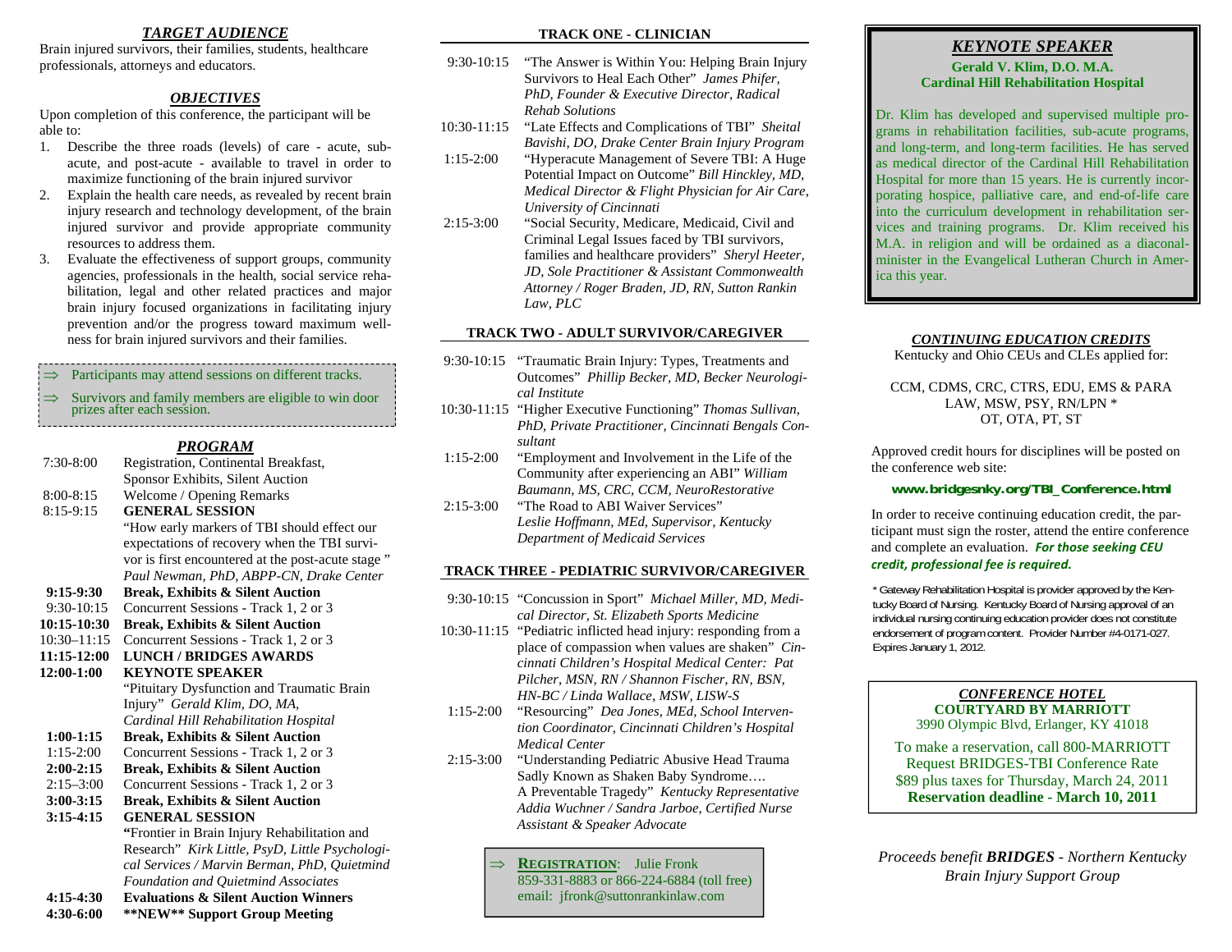## *TARGET AUDIENCE*

Brain injured survivors, their families, students, healthcare professionals, attorneys and educators.

## *OBJECTIVES*

Upon completion of this conference, the participant will be able to:

1. Describe the three roads (levels) of care - acute, sub-acute, and post-acute - available to travel in order to maximize functioning of the brain injured survivor
2. Explain the health care needs, as revealed by recent brain injury research and technology development, of the brain injured survivor and provide appropriate community resources to address them.
3. Evaluate the effectiveness of support groups, community agencies, professionals in the health, social service rehabilitation, legal and other related practices and major brain injury focused organizations in facilitating injury prevention and/or the progress toward maximum wellness for brain injured survivors and their families.

⇒ Participants may attend sessions on different tracks.

⇒ Survivors and family members are eligible to win door prizes after each session.

## *PROGRAM*

| | |
|---|---|
| 7:30-8:00 | Registration, Continental Breakfast, Sponsor Exhibits, Silent Auction |
| 8:00-8:15 | Welcome / Opening Remarks |
| 8:15-9:15 | **GENERAL SESSION** "How early markers of TBI should effect our expectations of recovery when the TBI survivor is first encountered at the post-acute stage" *Paul Newman, PhD, ABPP-CN, Drake Center* |
| **9:15-9:30** | **Break, Exhibits & Silent Auction** |
| 9:30-10:15 | Concurrent Sessions - Track 1, 2 or 3 |
| **10:15-10:30** | **Break, Exhibits & Silent Auction** |
| 10:30–11:15 | Concurrent Sessions - Track 1, 2 or 3 |
| **11:15-12:00** | **LUNCH / BRIDGES AWARDS** |
| **12:00-1:00** | **KEYNOTE SPEAKER** "Pituitary Dysfunction and Traumatic Brain Injury" *Gerald Klim, DO, MA, Cardinal Hill Rehabilitation Hospital* |
| **1:00-1:15** | **Break, Exhibits & Silent Auction** |
| 1:15-2:00 | Concurrent Sessions - Track 1, 2 or 3 |
| **2:00-2:15** | **Break, Exhibits & Silent Auction** |
| 2:15–3:00 | Concurrent Sessions - Track 1, 2 or 3 |
| **3:00-3:15** | **Break, Exhibits & Silent Auction** |
| **3:15-4:15** | **GENERAL SESSION** **"**Frontier in Brain Injury Rehabilitation and Research" *Kirk Little, PsyD, Little Psychological Services / Marvin Berman, PhD, Quietmind Foundation and Quietmind Associates* |
| **4:15-4:30** | **Evaluations & Silent Auction Winners** |
| **4:30-6:00** | **\*\*NEW\*\* Support Group Meeting** |

## TRACK ONE - CLINICIAN

| | |
|---|---|
| 9:30-10:15 | "The Answer is Within You: Helping Brain Injury Survivors to Heal Each Other" *James Phifer, PhD, Founder & Executive Director, Radical Rehab Solutions* |
| 10:30-11:15 | "Late Effects and Complications of TBI" *Sheital Bavishi, DO, Drake Center Brain Injury Program* |
| 1:15-2:00 | "Hyperacute Management of Severe TBI: A Huge Potential Impact on Outcome" *Bill Hinckley, MD, Medical Director & Flight Physician for Air Care, University of Cincinnati* |
| 2:15-3:00 | "Social Security, Medicare, Medicaid, Civil and Criminal Legal Issues faced by TBI survivors, families and healthcare providers" *Sheryl Heeter, JD, Sole Practitioner & Assistant Commonwealth Attorney / Roger Braden, JD, RN, Sutton Rankin Law, PLC* |

## TRACK TWO - ADULT SURVIVOR/CAREGIVER

| | |
|---|---|
| 9:30-10:15 | "Traumatic Brain Injury: Types, Treatments and Outcomes" *Phillip Becker, MD, Becker Neurological Institute* |
| 10:30-11:15 | "Higher Executive Functioning" *Thomas Sullivan, PhD, Private Practitioner, Cincinnati Bengals Consultant* |
| 1:15-2:00 | "Employment and Involvement in the Life of the Community after experiencing an ABI" *William Baumann, MS, CRC, CCM, NeuroRestorative* |
| 2:15-3:00 | "The Road to ABI Waiver Services" *Leslie Hoffmann, MEd, Supervisor, Kentucky Department of Medicaid Services* |

## TRACK THREE - PEDIATRIC SURVIVOR/CAREGIVER

| | |
|---|---|
| 9:30-10:15 | "Concussion in Sport" *Michael Miller, MD, Medical Director, St. Elizabeth Sports Medicine* |
| 10:30-11:15 | "Pediatric inflicted head injury: responding from a place of compassion when values are shaken" *Cincinnati Children's Hospital Medical Center: Pat Pilcher, MSN, RN / Shannon Fischer, RN, BSN, HN-BC / Linda Wallace, MSW, LISW-S* |
| 1:15-2:00 | "Resourcing" *Dea Jones, MEd, School Intervention Coordinator, Cincinnati Children's Hospital Medical Center* |
| 2:15-3:00 | "Understanding Pediatric Abusive Head Trauma Sadly Known as Shaken Baby Syndrome…. A Preventable Tragedy" *Kentucky Representative Addia Wuchner / Sandra Jarboe, Certified Nurse Assistant & Speaker Advocate* |

⇒ **REGISTRATION**: Julie Fronk
859-331-8883 or 866-224-6884 (toll free)
email: jfronk@suttonrankinlaw.com

## *KEYNOTE SPEAKER*

**Gerald V. Klim, D.O. M.A.**
**Cardinal Hill Rehabilitation Hospital**

Dr. Klim has developed and supervised multiple programs in rehabilitation facilities, sub-acute programs, and long-term, and long-term facilities. He has served as medical director of the Cardinal Hill Rehabilitation Hospital for more than 15 years. He is currently incorporating hospice, palliative care, and end-of-life care into the curriculum development in rehabilitation services and training programs. Dr. Klim received his M.A. in religion and will be ordained as a diaconal-minister in the Evangelical Lutheran Church in America this year.

## *CONTINUING EDUCATION CREDITS*

Kentucky and Ohio CEUs and CLEs applied for:

CCM, CDMS, CRC, CTRS, EDU, EMS & PARA LAW, MSW, PSY, RN/LPN *
OT, OTA, PT, ST

Approved credit hours for disciplines will be posted on the conference web site:

**www.bridgesnky.org/TBI_Conference.html**

In order to receive continuing education credit, the participant must sign the roster, attend the entire conference and complete an evaluation. ***For those seeking CEU credit, professional fee is required.***

* Gateway Rehabilitation Hospital is provider approved by the Kentucky Board of Nursing. Kentucky Board of Nursing approval of an individual nursing continuing education provider does not constitute endorsement of program content. Provider Number #4-0171-027. Expires January 1, 2012.

## *CONFERENCE HOTEL*

**COURTYARD BY MARRIOTT**
3990 Olympic Blvd, Erlanger, KY 41018

To make a reservation, call 800-MARRIOTT
Request BRIDGES-TBI Conference Rate
$89 plus taxes for Thursday, March 24, 2011
**Reservation deadline - March 10, 2011**

*Proceeds benefit **BRIDGES** - Northern Kentucky Brain Injury Support Group*